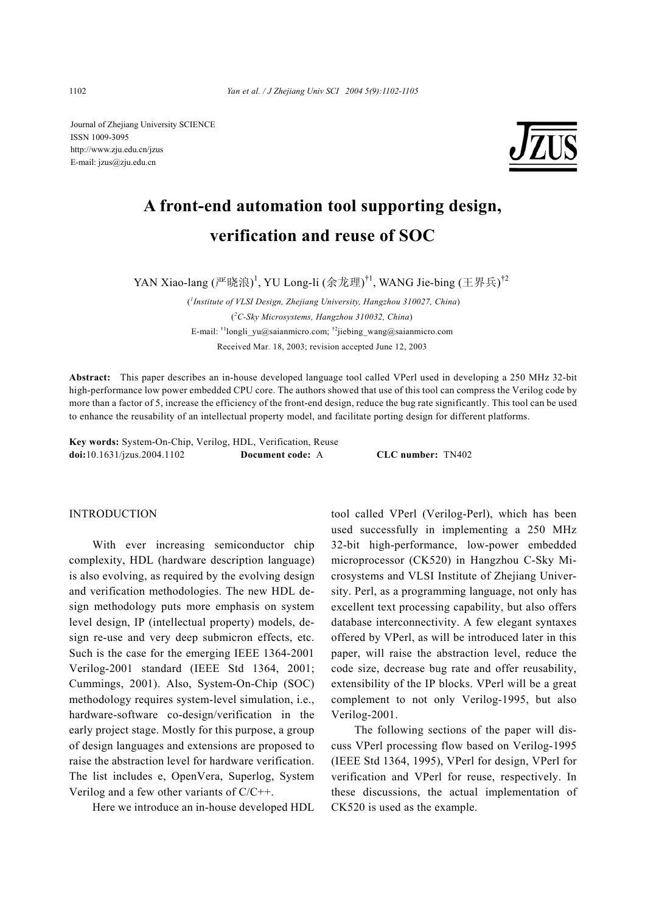Journal of Zhejiang University SCIENCE
ISSN 1009-3095
http://www.zju.edu.cn/jzus
E-mail: jzus@zju.edu.cn

# A front-end automation tool supporting design, verification and reuse of SOC

YAN Xiao-lang (严晓浪)[1], YU Long-li (余龙理)[†1], WANG Jie-bing (王界兵)[†2]

([1]*Institute of VLSI Design, Zhejiang University, Hangzhou 310027, China*)

([2]*C-Sky Microsystems, Hangzhou 310032, China*)

E-mail: [†1]longli_yu@saianmicro.com; [†2]jiebing_wang@saianmicro.com

Received Mar. 18, 2003; revision accepted June 12, 2003

**Abstract:** This paper describes an in-house developed language tool called VPerl used in developing a 250 MHz 32-bit high-performance low power embedded CPU core. The authors showed that use of this tool can compress the Verilog code by more than a factor of 5, increase the efficiency of the front-end design, reduce the bug rate significantly. This tool can be used to enhance the reusability of an intellectual property model, and facilitate porting design for different platforms.

**Key words:** System-On-Chip, Verilog, HDL, Verification, Reuse
**doi:**10.1631/jzus.2004.1102 **Document code:** A **CLC number:** TN402

## INTRODUCTION

With ever increasing semiconductor chip complexity, HDL (hardware description language) is also evolving, as required by the evolving design and verification methodologies. The new HDL design methodology puts more emphasis on system level design, IP (intellectual property) models, design re-use and very deep submicron effects, etc. Such is the case for the emerging IEEE 1364-2001 Verilog-2001 standard (IEEE Std 1364, 2001; Cummings, 2001). Also, System-On-Chip (SOC) methodology requires system-level simulation, i.e., hardware-software co-design/verification in the early project stage. Mostly for this purpose, a group of design languages and extensions are proposed to raise the abstraction level for hardware verification. The list includes e, OpenVera, Superlog, System Verilog and a few other variants of C/C++.

Here we introduce an in-house developed HDL tool called VPerl (Verilog-Perl), which has been used successfully in implementing a 250 MHz 32-bit high-performance, low-power embedded microprocessor (CK520) in Hangzhou C-Sky Microsystems and VLSI Institute of Zhejiang University. Perl, as a programming language, not only has excellent text processing capability, but also offers database interconnectivity. A few elegant syntaxes offered by VPerl, as will be introduced later in this paper, will raise the abstraction level, reduce the code size, decrease bug rate and offer reusability, extensibility of the IP blocks. VPerl will be a great complement to not only Verilog-1995, but also Verilog-2001.

The following sections of the paper will discuss VPerl processing flow based on Verilog-1995 (IEEE Std 1364, 1995), VPerl for design, VPerl for verification and VPerl for reuse, respectively. In these discussions, the actual implementation of CK520 is used as the example.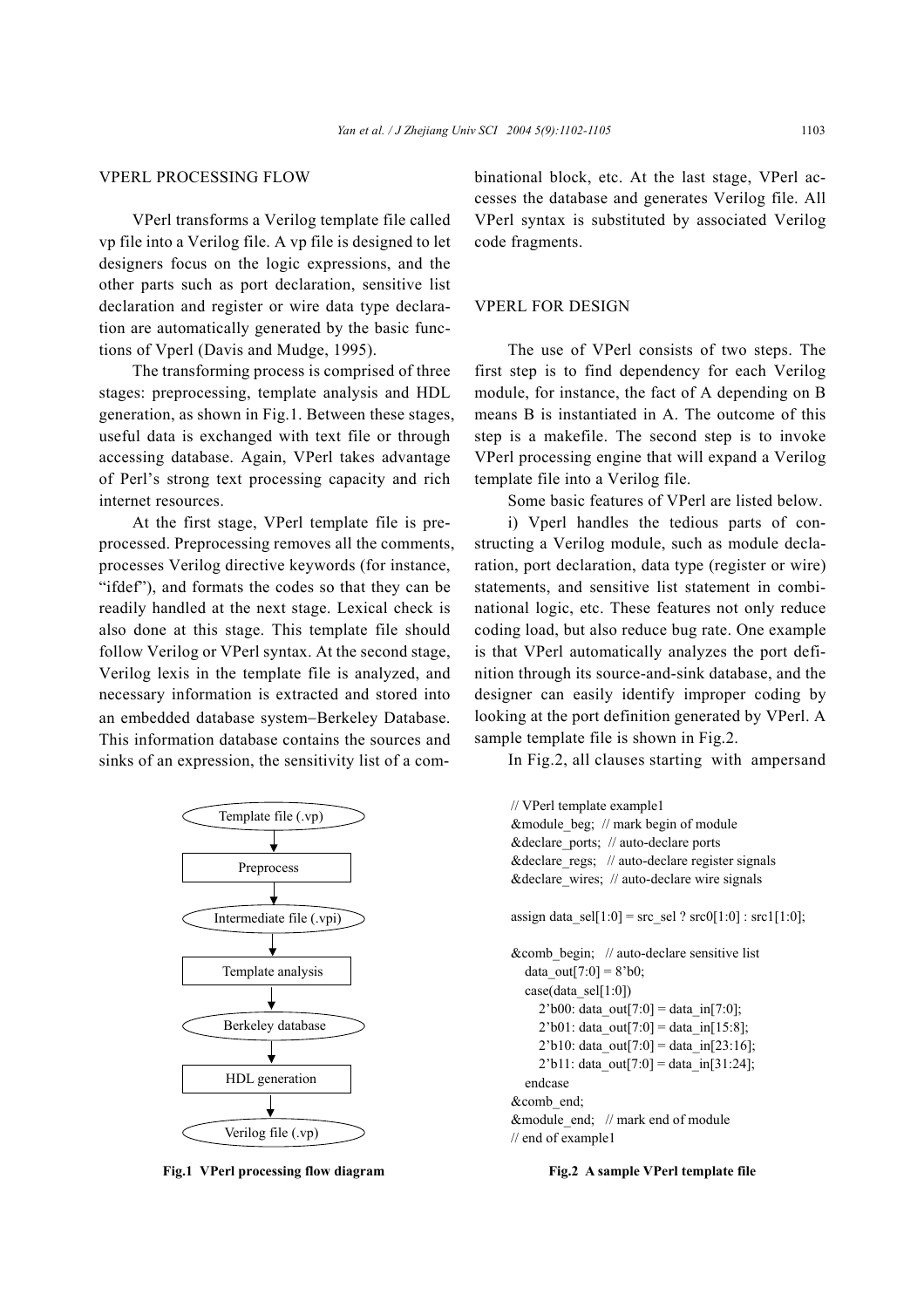## VPERL PROCESSING FLOW

VPerl transforms a Verilog template file called vp file into a Verilog file. A vp file is designed to let designers focus on the logic expressions, and the other parts such as port declaration, sensitive list declaration and register or wire data type declaration are automatically generated by the basic functions of Vperl (Davis and Mudge, 1995).

The transforming process is comprised of three stages: preprocessing, template analysis and HDL generation, as shown in Fig.1. Between these stages, useful data is exchanged with text file or through accessing database. Again, VPerl takes advantage of Perl's strong text processing capacity and rich internet resources.

At the first stage, VPerl template file is preprocessed. Preprocessing removes all the comments, processes Verilog directive keywords (for instance, "ifdef"), and formats the codes so that they can be readily handled at the next stage. Lexical check is also done at this stage. This template file should follow Verilog or VPerl syntax. At the second stage, Verilog lexis in the template file is analyzed, and necessary information is extracted and stored into an embedded database system−Berkeley Database. This information database contains the sources and sinks of an expression, the sensitivity list of a combinational block, etc. At the last stage, VPerl accesses the database and generates Verilog file. All VPerl syntax is substituted by associated Verilog code fragments.

```
Template file (.vp)
        ↓
    Preprocess
        ↓
Intermediate file (.vpi)
        ↓
  Template analysis
        ↓
  Berkeley database
        ↓
   HDL generation
        ↓
  Verilog file (.vp)
```

**Fig.1 VPerl processing flow diagram**

## VPERL FOR DESIGN

The use of VPerl consists of two steps. The first step is to find dependency for each Verilog module, for instance, the fact of A depending on B means B is instantiated in A. The outcome of this step is a makefile. The second step is to invoke VPerl processing engine that will expand a Verilog template file into a Verilog file.

Some basic features of VPerl are listed below.

i) Vperl handles the tedious parts of constructing a Verilog module, such as module declaration, port declaration, data type (register or wire) statements, and sensitive list statement in combinational logic, etc. These features not only reduce coding load, but also reduce bug rate. One example is that VPerl automatically analyzes the port definition through its source-and-sink database, and the designer can easily identify improper coding by looking at the port definition generated by VPerl. A sample template file is shown in Fig.2.

In Fig.2, all clauses starting with ampersand

```
// VPerl template example1
&module_beg;  // mark begin of module
&declare_ports;  // auto-declare ports
&declare_regs;   // auto-declare register signals
&declare_wires;  // auto-declare wire signals

assign data_sel[1:0] = src_sel ? src0[1:0] : src1[1:0];

&comb_begin;   // auto-declare sensitive list
   data_out[7:0] = 8'b0;
   case(data_sel[1:0])
      2'b00: data_out[7:0] = data_in[7:0];
      2'b01: data_out[7:0] = data_in[15:8];
      2'b10: data_out[7:0] = data_in[23:16];
      2'b11: data_out[7:0] = data_in[31:24];
   endcase
&comb_end;
&module_end;   // mark end of module
// end of example1
```

**Fig.2 A sample VPerl template file**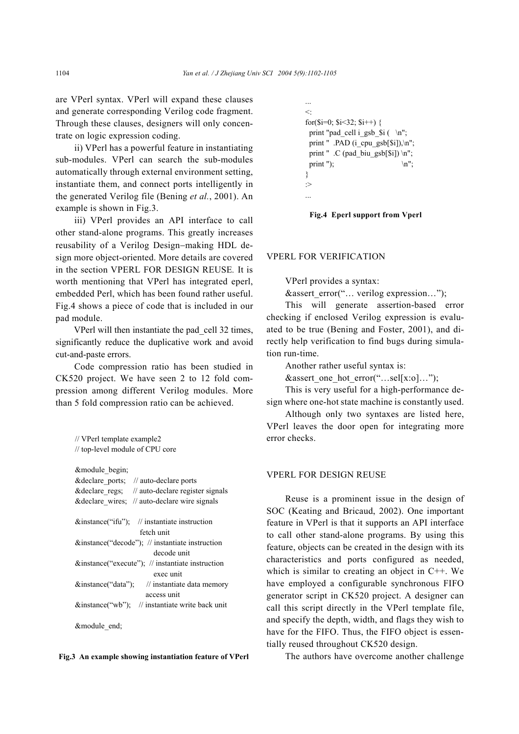are VPerl syntax. VPerl will expand these clauses and generate corresponding Verilog code fragment. Through these clauses, designers will only concentrate on logic expression coding.

ii) VPerl has a powerful feature in instantiating sub-modules. VPerl can search the sub-modules automatically through external environment setting, instantiate them, and connect ports intelligently in the generated Verilog file (Bening *et al.*, 2001). An example is shown in Fig.3.

iii) VPerl provides an API interface to call other stand-alone programs. This greatly increases reusability of a Verilog Design–making HDL design more object-oriented. More details are covered in the section VPERL FOR DESIGN REUSE. It is worth mentioning that VPerl has integrated eperl, embedded Perl, which has been found rather useful. Fig.4 shows a piece of code that is included in our pad module.

VPerl will then instantiate the pad_cell 32 times, significantly reduce the duplicative work and avoid cut-and-paste errors.

Code compression ratio has been studied in CK520 project. We have seen 2 to 12 fold compression among different Verilog modules. More than 5 fold compression ratio can be achieved.

```
// VPerl template example2
// top-level module of CPU core

&module_begin;
&declare_ports;    // auto-declare ports
&declare_regs;     // auto-declare register signals
&declare_wires;    // auto-declare wire signals

&instance("ifu");     // instantiate instruction
                         fetch unit
&instance("decode");  // instantiate instruction
                         decode unit
&instance("execute"); // instantiate instruction
                         exec unit
&instance("data");    // instantiate data memory
                         access unit
&instance("wb");      // instantiate write back unit

&module_end;
```

**Fig.3 An example showing instantiation feature of VPerl**

```
...
<:
for($i=0; $i<32; $i++) {
  print "pad_cell i_gsb_$i (   \n";
  print "  .PAD (i_cpu_gsb[$i]),\n";
  print "  .C (pad_biu_gsb[$i]) \n";
  print ");                     \n";
}
:>
...
```

**Fig.4 Eperl support from Vperl**

## VPERL FOR VERIFICATION

VPerl provides a syntax:

&assert_error("… verilog expression…");

This will generate assertion-based error checking if enclosed Verilog expression is evaluated to be true (Bening and Foster, 2001), and directly help verification to find bugs during simulation run-time.

Another rather useful syntax is:

&assert_one_hot_error("…sel[x:o]…");

This is very useful for a high-performance design where one-hot state machine is constantly used.

Although only two syntaxes are listed here, VPerl leaves the door open for integrating more error checks.

## VPERL FOR DESIGN REUSE

Reuse is a prominent issue in the design of SOC (Keating and Bricaud, 2002). One important feature in VPerl is that it supports an API interface to call other stand-alone programs. By using this feature, objects can be created in the design with its characteristics and ports configured as needed, which is similar to creating an object in C++. We have employed a configurable synchronous FIFO generator script in CK520 project. A designer can call this script directly in the VPerl template file, and specify the depth, width, and flags they wish to have for the FIFO. Thus, the FIFO object is essentially reused throughout CK520 design.

The authors have overcome another challenge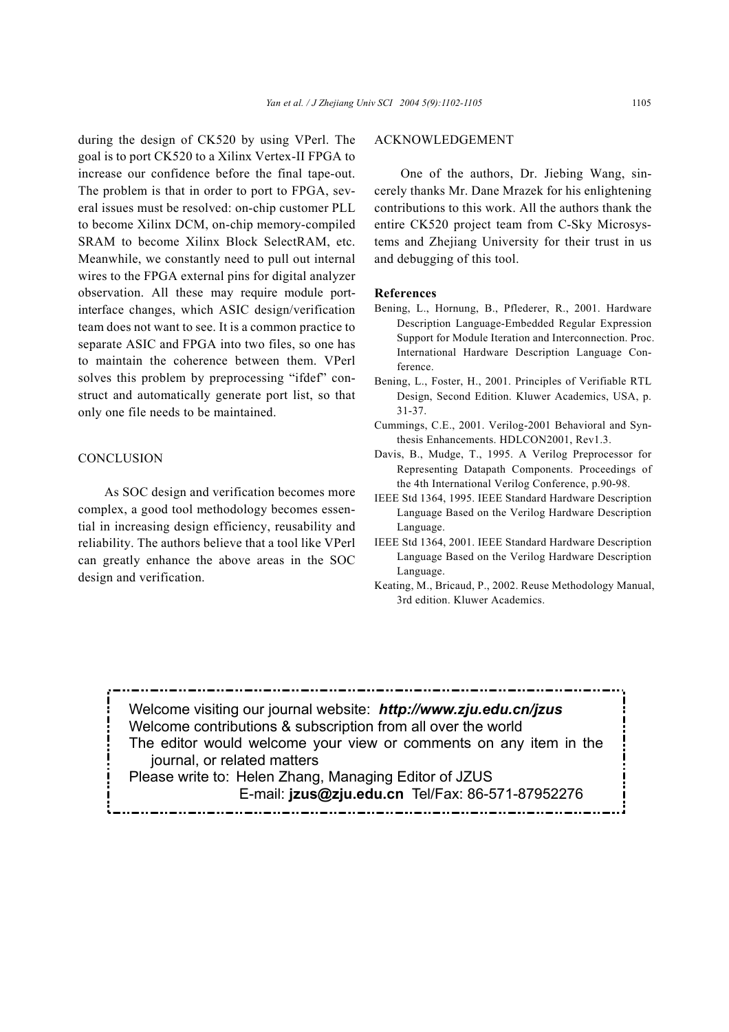during the design of CK520 by using VPerl. The goal is to port CK520 to a Xilinx Vertex-II FPGA to increase our confidence before the final tape-out. The problem is that in order to port to FPGA, several issues must be resolved: on-chip customer PLL to become Xilinx DCM, on-chip memory-compiled SRAM to become Xilinx Block SelectRAM, etc. Meanwhile, we constantly need to pull out internal wires to the FPGA external pins for digital analyzer observation. All these may require module port-interface changes, which ASIC design/verification team does not want to see. It is a common practice to separate ASIC and FPGA into two files, so one has to maintain the coherence between them. VPerl solves this problem by preprocessing "ifdef" construct and automatically generate port list, so that only one file needs to be maintained.

## CONCLUSION

As SOC design and verification becomes more complex, a good tool methodology becomes essential in increasing design efficiency, reusability and reliability. The authors believe that a tool like VPerl can greatly enhance the above areas in the SOC design and verification.

## ACKNOWLEDGEMENT

One of the authors, Dr. Jiebing Wang, sincerely thanks Mr. Dane Mrazek for his enlightening contributions to this work. All the authors thank the entire CK520 project team from C-Sky Microsystems and Zhejiang University for their trust in us and debugging of this tool.

## References

Bening, L., Hornung, B., Pflederer, R., 2001. Hardware Description Language-Embedded Regular Expression Support for Module Iteration and Interconnection. Proc. International Hardware Description Language Conference.

Bening, L., Foster, H., 2001. Principles of Verifiable RTL Design, Second Edition. Kluwer Academics, USA, p. 31-37.

Cummings, C.E., 2001. Verilog-2001 Behavioral and Synthesis Enhancements. HDLCON2001, Rev1.3.

Davis, B., Mudge, T., 1995. A Verilog Preprocessor for Representing Datapath Components. Proceedings of the 4th International Verilog Conference, p.90-98.

IEEE Std 1364, 1995. IEEE Standard Hardware Description Language Based on the Verilog Hardware Description Language.

IEEE Std 1364, 2001. IEEE Standard Hardware Description Language Based on the Verilog Hardware Description Language.

Keating, M., Bricaud, P., 2002. Reuse Methodology Manual, 3rd edition. Kluwer Academics.

Welcome visiting our journal website: ***http://www.zju.edu.cn/jzus***
Welcome contributions & subscription from all over the world
The editor would welcome your view or comments on any item in the journal, or related matters
Please write to: Helen Zhang, Managing Editor of JZUS
E-mail: **jzus@zju.edu.cn** Tel/Fax: 86-571-87952276